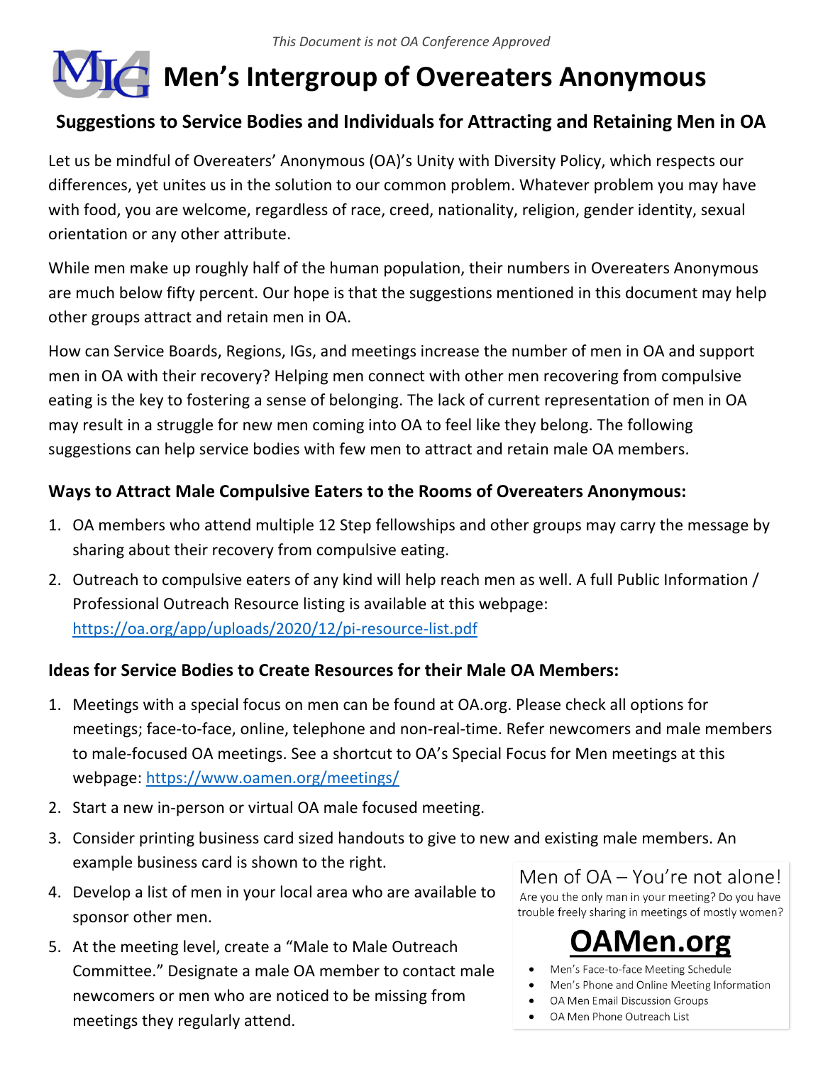*This Document is not OA Conference Approved*

# Men's Intergroup of Overeaters Anonymous

## Suggestions to Service Bodies and Individuals for Attracting and Retaining Men in OA

Let us be mindful of Overeaters' Anonymous (OA)'s Unity with Diversity Policy, which respects our differences, yet unites us in the solution to our common problem. Whatever problem you may have with food, you are welcome, regardless of race, creed, nationality, religion, gender identity, sexual orientation or any other attribute.

While men make up roughly half of the human population, their numbers in Overeaters Anonymous are much below fifty percent. Our hope is that the suggestions mentioned in this document may help other groups attract and retain men in OA.

How can Service Boards, Regions, IGs, and meetings increase the number of men in OA and support men in OA with their recovery? Helping men connect with other men recovering from compulsive eating is the key to fostering a sense of belonging. The lack of current representation of men in OA may result in a struggle for new men coming into OA to feel like they belong. The following suggestions can help service bodies with few men to attract and retain male OA members.

### Ways to Attract Male Compulsive Eaters to the Rooms of Overeaters Anonymous:

1. OA members who attend multiple 12 Step fellowships and other groups may carry the message by sharing about their recovery from compulsive eating.
2. Outreach to compulsive eaters of any kind will help reach men as well. A full Public Information / Professional Outreach Resource listing is available at this webpage: https://oa.org/app/uploads/2020/12/pi-resource-list.pdf

### Ideas for Service Bodies to Create Resources for their Male OA Members:

1. Meetings with a special focus on men can be found at OA.org. Please check all options for meetings; face-to-face, online, telephone and non-real-time. Refer newcomers and male members to male-focused OA meetings. See a shortcut to OA's Special Focus for Men meetings at this webpage: https://www.oamen.org/meetings/
2. Start a new in-person or virtual OA male focused meeting.
3. Consider printing business card sized handouts to give to new and existing male members. An example business card is shown to the right.
4. Develop a list of men in your local area who are available to sponsor other men.
5. At the meeting level, create a "Male to Male Outreach Committee." Designate a male OA member to contact male newcomers or men who are noticed to be missing from meetings they regularly attend.

> Men of OA – You're not alone!
> Are you the only man in your meeting? Do you have trouble freely sharing in meetings of mostly women?
>
> **OAMen.org**
>
> - Men's Face-to-face Meeting Schedule
> - Men's Phone and Online Meeting Information
> - OA Men Email Discussion Groups
> - OA Men Phone Outreach List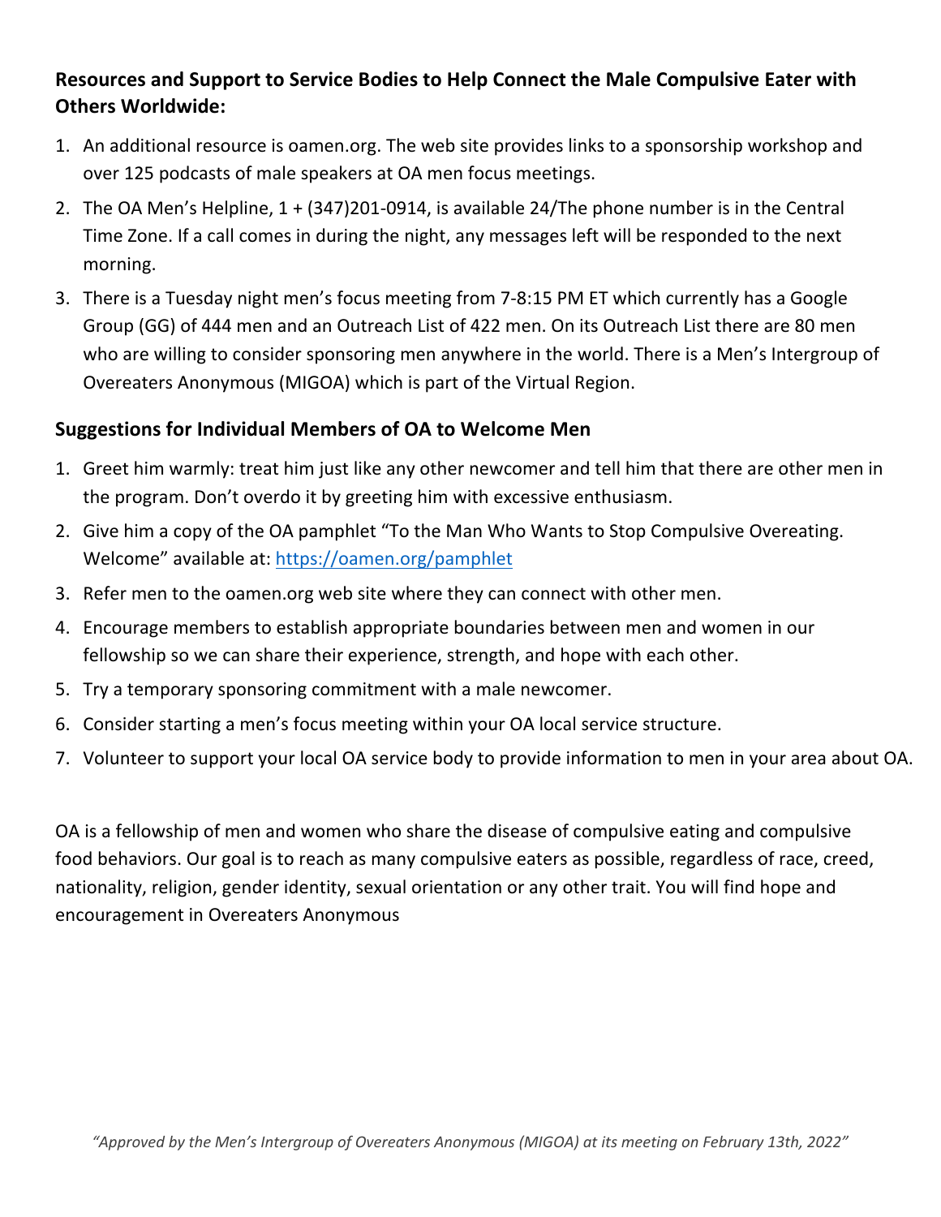**Resources and Support to Service Bodies to Help Connect the Male Compulsive Eater with Others Worldwide:**

1. An additional resource is oamen.org. The web site provides links to a sponsorship workshop and over 125 podcasts of male speakers at OA men focus meetings.
2. The OA Men's Helpline, 1 + (347)201-0914, is available 24/The phone number is in the Central Time Zone. If a call comes in during the night, any messages left will be responded to the next morning.
3. There is a Tuesday night men's focus meeting from 7-8:15 PM ET which currently has a Google Group (GG) of 444 men and an Outreach List of 422 men. On its Outreach List there are 80 men who are willing to consider sponsoring men anywhere in the world. There is a Men's Intergroup of Overeaters Anonymous (MIGOA) which is part of the Virtual Region.

**Suggestions for Individual Members of OA to Welcome Men**

1. Greet him warmly: treat him just like any other newcomer and tell him that there are other men in the program. Don't overdo it by greeting him with excessive enthusiasm.
2. Give him a copy of the OA pamphlet "To the Man Who Wants to Stop Compulsive Overeating. Welcome" available at: [https://oamen.org/pamphlet](https://oamen.org/pamphlet)
3. Refer men to the oamen.org web site where they can connect with other men.
4. Encourage members to establish appropriate boundaries between men and women in our fellowship so we can share their experience, strength, and hope with each other.
5. Try a temporary sponsoring commitment with a male newcomer.
6. Consider starting a men's focus meeting within your OA local service structure.
7. Volunteer to support your local OA service body to provide information to men in your area about OA.

OA is a fellowship of men and women who share the disease of compulsive eating and compulsive food behaviors. Our goal is to reach as many compulsive eaters as possible, regardless of race, creed, nationality, religion, gender identity, sexual orientation or any other trait. You will find hope and encouragement in Overeaters Anonymous

*"Approved by the Men's Intergroup of Overeaters Anonymous (MIGOA) at its meeting on February 13th, 2022"*